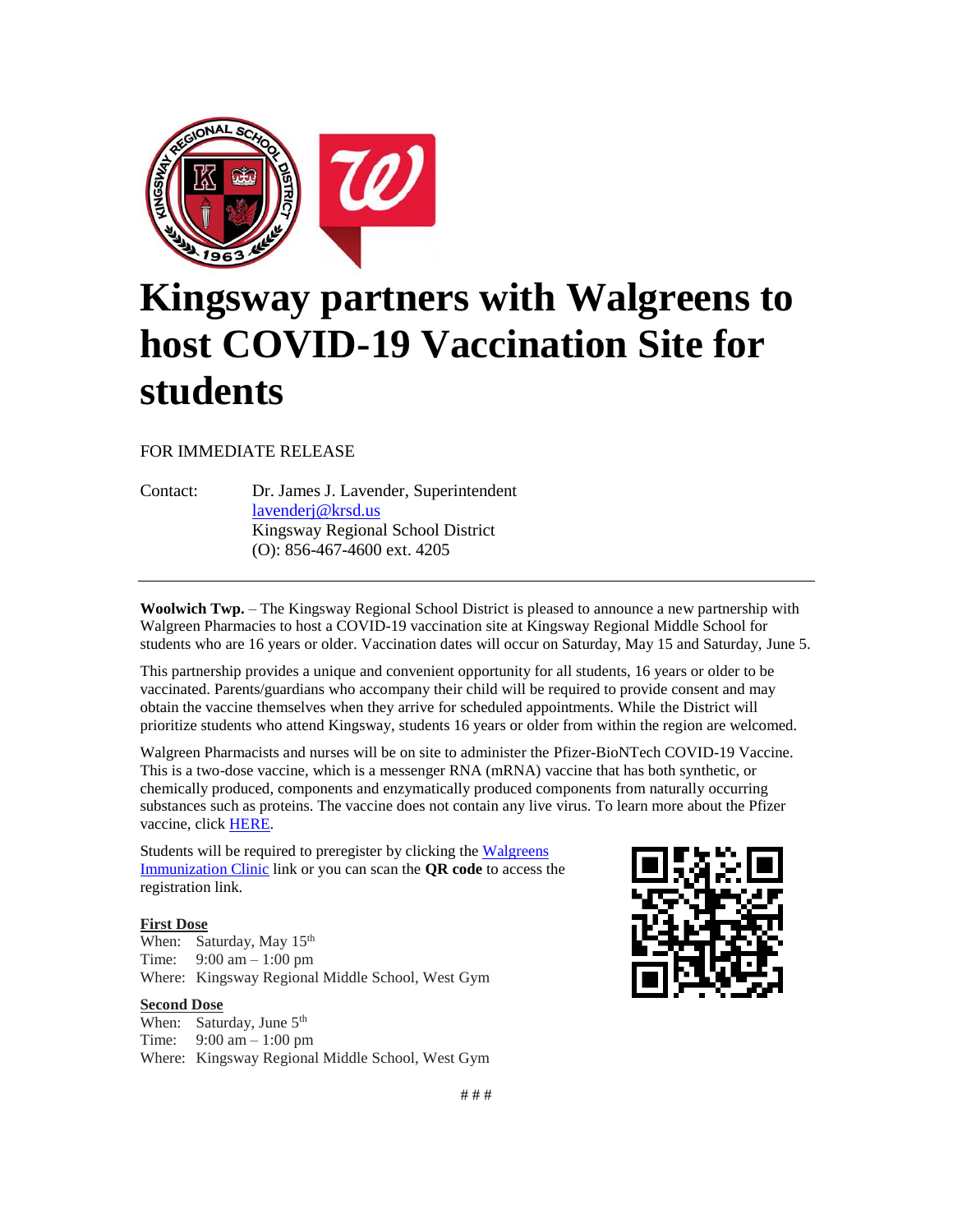# Kingsway partners with Walgreens to host COVID-19 Vaccination Site for students

FOR IMMEDIATE RELEASE

Contact: Dr. James J. Lavender, Superintendent
lavenderj@krsd.us
Kingsway Regional School District
(O): 856-467-4600 ext. 4205

---

**Woolwich Twp.** – The Kingsway Regional School District is pleased to announce a new partnership with Walgreen Pharmacies to host a COVID-19 vaccination site at Kingsway Regional Middle School for students who are 16 years or older. Vaccination dates will occur on Saturday, May 15 and Saturday, June 5.

This partnership provides a unique and convenient opportunity for all students, 16 years or older to be vaccinated. Parents/guardians who accompany their child will be required to provide consent and may obtain the vaccine themselves when they arrive for scheduled appointments. While the District will prioritize students who attend Kingsway, students 16 years or older from within the region are welcomed.

Walgreen Pharmacists and nurses will be on site to administer the Pfizer-BioNTech COVID-19 Vaccine. This is a two-dose vaccine, which is a messenger RNA (mRNA) vaccine that has both synthetic, or chemically produced, components and enzymatically produced components from naturally occurring substances such as proteins. The vaccine does not contain any live virus. To learn more about the Pfizer vaccine, click HERE.

Students will be required to preregister by clicking the Walgreens Immunization Clinic link or you can scan the **QR code** to access the registration link.

**First Dose**
When: Saturday, May 15th
Time: 9:00 am – 1:00 pm
Where: Kingsway Regional Middle School, West Gym

**Second Dose**
When: Saturday, June 5th
Time: 9:00 am – 1:00 pm
Where: Kingsway Regional Middle School, West Gym

# # #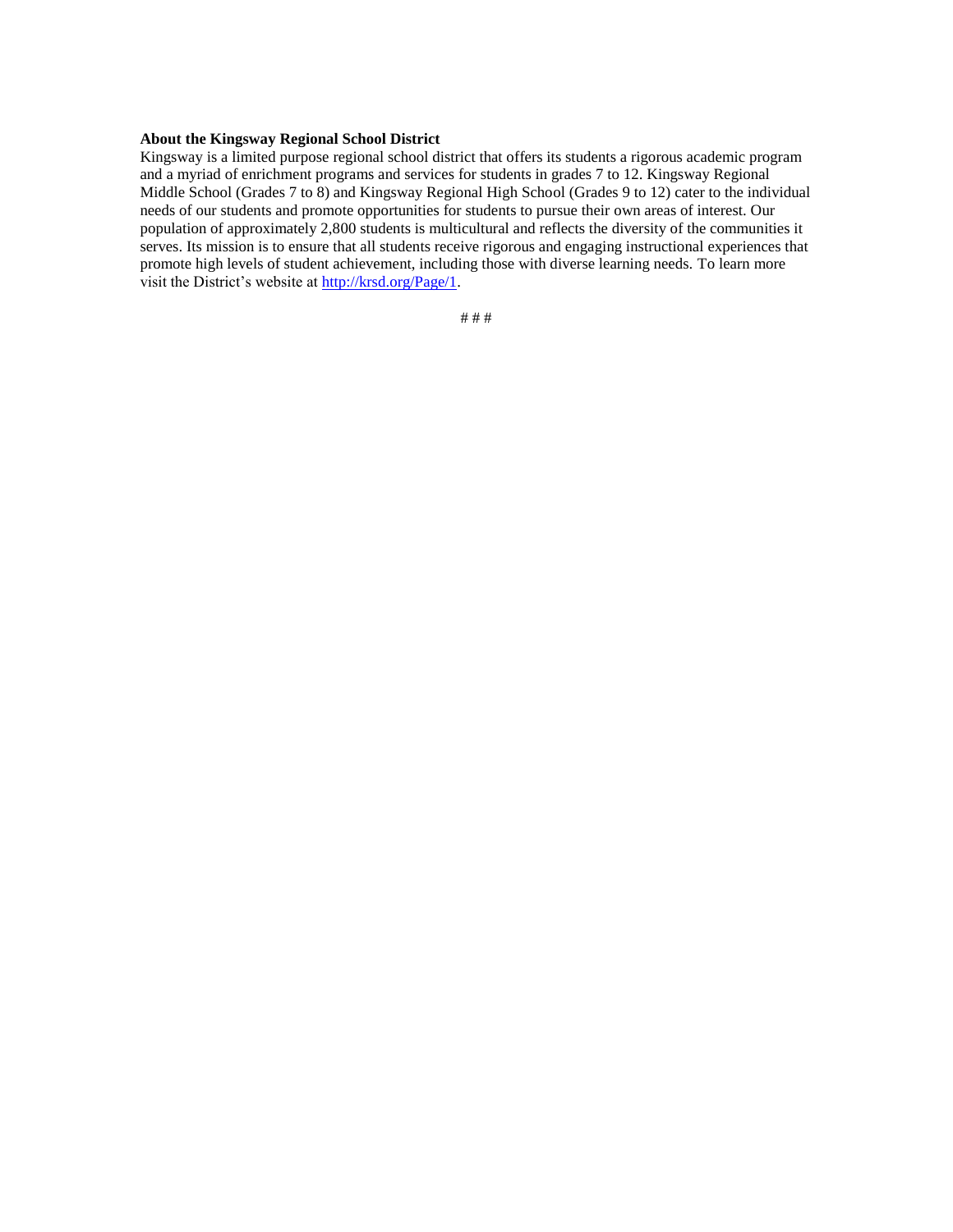**About the Kingsway Regional School District**

Kingsway is a limited purpose regional school district that offers its students a rigorous academic program and a myriad of enrichment programs and services for students in grades 7 to 12. Kingsway Regional Middle School (Grades 7 to 8) and Kingsway Regional High School (Grades 9 to 12) cater to the individual needs of our students and promote opportunities for students to pursue their own areas of interest. Our population of approximately 2,800 students is multicultural and reflects the diversity of the communities it serves. Its mission is to ensure that all students receive rigorous and engaging instructional experiences that promote high levels of student achievement, including those with diverse learning needs. To learn more visit the District's website at [http://krsd.org/Page/1](http://krsd.org/Page/1).

# # #